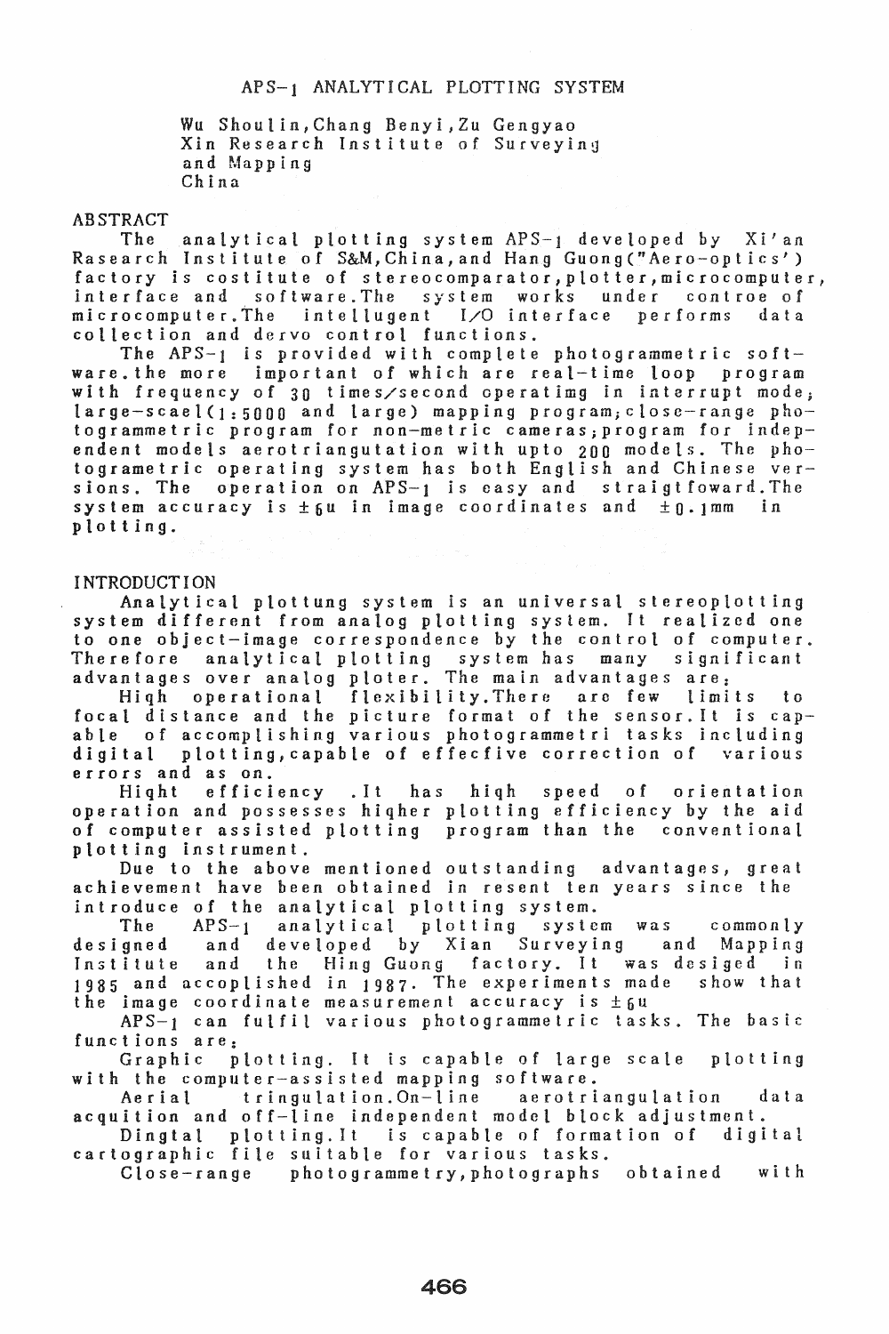# APS-1 ANALYTICAL PLOTTING SYSTEM

Wu Shoulin, Chang Benyi, Zu Gengyao
Xin Research Institute of Surveying and Mapping
China

## ABSTRACT

The analytical plotting system APS-1 developed by Xi'an Rasearch Institute of S&M, China, and Hang Guong("Aero-optics') factory is costitute of stereocomparator, plotter, microcomputer, interface and software. The system works under controe of microcomputer. The intellugent I/O interface performs data collection and dervo control functions.

The APS-1 is provided with complete photogrammetric software. the more important of which are real-time loop program with frequency of 30 times/second operatimg in interrupt mode; large-scael(1:5000 and large) mapping program; close-range photogrammetric program for non-metric cameras; program for independent models aerotriangutation with upto 200 models. The photogrametric operating system has both English and Chinese versions. The operation on APS-1 is easy and straigtfoward. The system accuracy is ±6u in image coordinates and ±0.1mm in plotting.

## INTRODUCTION

Analytical plottung system is an universal stereoplotting system different from analog plotting system. It realized one to one object-image correspondence by the control of computer. Therefore analytical plotting system has many significant advantages over analog ploter. The main advantages are:

Hiqh operational flexibility. There are few limits to focal distance and the picture format of the sensor. It is capable of accomplishing various photogrammetri tasks including digital plotting, capable of effecfive correction of various errors and as on.

Hiqht efficiency. It has hiqh speed of orientation operation and possesses hiqher plotting efficiency by the aid of computer assisted plotting program than the conventional plotting instrument.

Due to the above mentioned outstanding advantages, great achievement have been obtained in resent ten years since the introduce of the analytical plotting system.

The APS-1 analytical plotting system was commonly designed and developed by Xian Surveying and Mapping Institute and the Hing Guong factory. It was desiged in 1985 and accoplished in 1987. The experiments made show that the image coordinate measurement accuracy is ±6u

APS-1 can fulfil various photogrammetric tasks. The basic functions are:

Graphic plotting. It is capable of large scale plotting with the computer-assisted mapping software.

Aerial tringulation. On-line aerotriangulation data acquition and off-line independent model block adjustment.

Dingtal plotting. It is capable of formation of digital cartographic file suitable for various tasks.

Close-range photogrammetry, photographs obtained with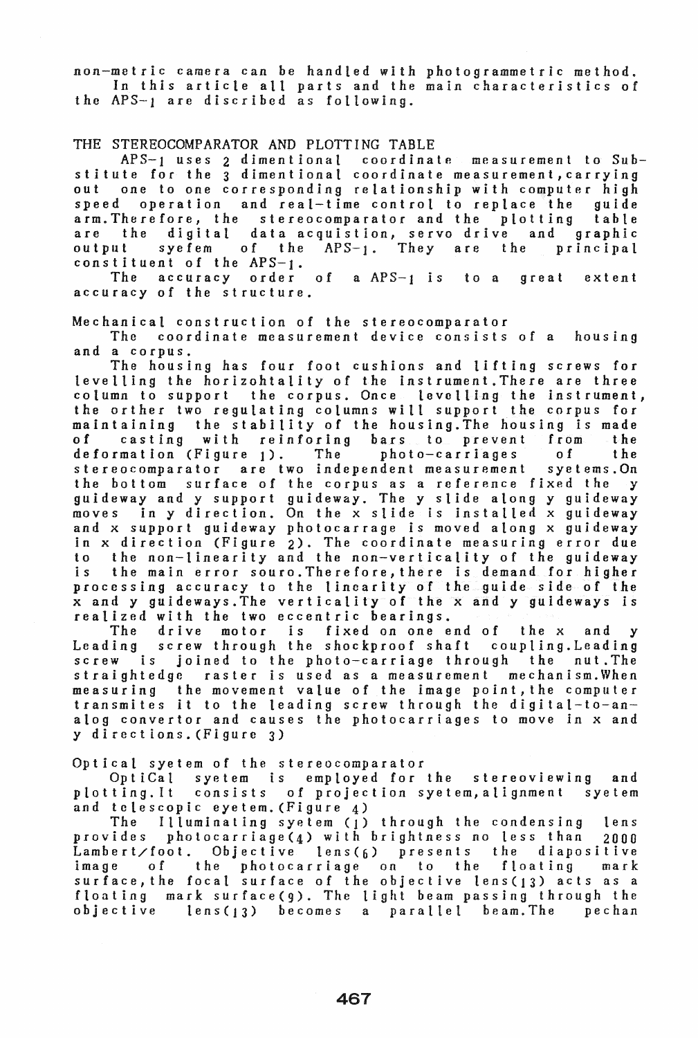non-metric camera can be handled with photogrammetric method.

In this article all parts and the main characteristics of the APS-1 are discribed as following.

## THE STEREOCOMPARATOR AND PLOTTING TABLE

APS-1 uses 2 dimentional coordinate measurement to Substitute for the 3 dimentional coordinate measurement, carrying out one to one corresponding relationship with computer high speed operation and real-time control to replace the guide arm. Therefore, the stereocomparator and the plotting table are the digital data acquistion, servo drive and graphic output syefem of the APS-1. They are the principal constituent of the APS-1.

The accuracy order of a APS-1 is to a great extent accuracy of the structure.

### Mechanical construction of the stereocomparator

The coordinate measurement device consists of a housing and a corpus.

The housing has four foot cushions and lifting screws for levelling the horizohtality of the instrument. There are three column to support the corpus. Once levelling the instrument, the orther two regulating columns will support the corpus for maintaining the stability of the housing. The housing is made of casting with reinforing bars to prevent from the deformation (Figure 1). The photo-carriages of the stereocomparator are two independent measurement syetems. On the bottom surface of the corpus as a reference fixed the y guideway and y support guideway. The y slide along y guideway moves in y direction. On the x slide is installed x guideway and x support guideway photocarrage is moved along x guideway in x direction (Figure 2). The coordinate measuring error due to the non-linearity and the non-verticality of the guideway is the main error souro. Therefore, there is demand for higher processing accuracy to the linearity of the guide side of the x and y guideways. The verticality of the x and y guideways is realized with the two eccentric bearings.

The drive motor is fixed on one end of the x and y Leading screw through the shockproof shaft coupling. Leading screw is joined to the photo-carriage through the nut. The straightedge raster is used as a measurement mechanism. When measuring the movement value of the image point, the computer transmites it to the leading screw through the digital-to-analog convertor and causes the photocarriages to move in x and y directions. (Figure 3)

### Optical syetem of the stereocomparator

OptiCal syetem is employed for the stereoviewing and plotting. It consists of projection syetem, alignment syetem and telescopic eyetem. (Figure 4)

The Illuminating syetem (1) through the condensing lens provides photocarriage(4) with brightness no less than 2000 Lambert/foot. Objective lens(6) presents the diapositive image of the photocarriage on to the floating mark surface, the focal surface of the objective lens(13) acts as a floating mark surface(9). The light beam passing through the objective lens(13) becomes a parallel beam. The pechan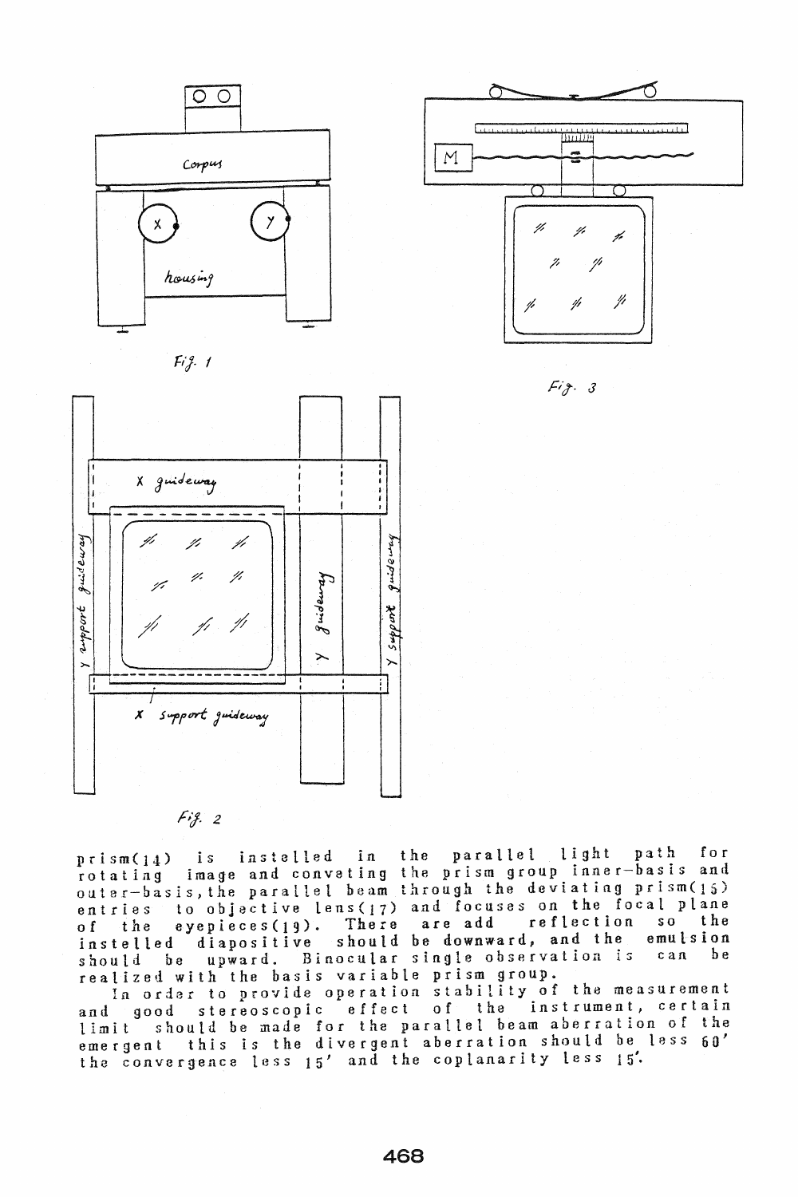Fig. 1

Fig. 3

Fig. 2

prism(14) is instelled in the parallel light path for rotating image and conveting the prism group inner-basis and outer-basis, the parallel beam through the deviating prism(15) entries to objective lens(17) and focuses on the focal plane of the eyepieces(19). There are add reflection so the instelled diapositive should be downward, and the emulsion should be upward. Binocular single observation is can be realized with the basis variable prism group.

In order to provide operation stability of the measurement and good stereoscopic effect of the instrument, certain limit should be made for the parallel beam aberration of the emergent this is the divergent aberration should be less 60' the convergence less 15' and the coplanarity less 15'.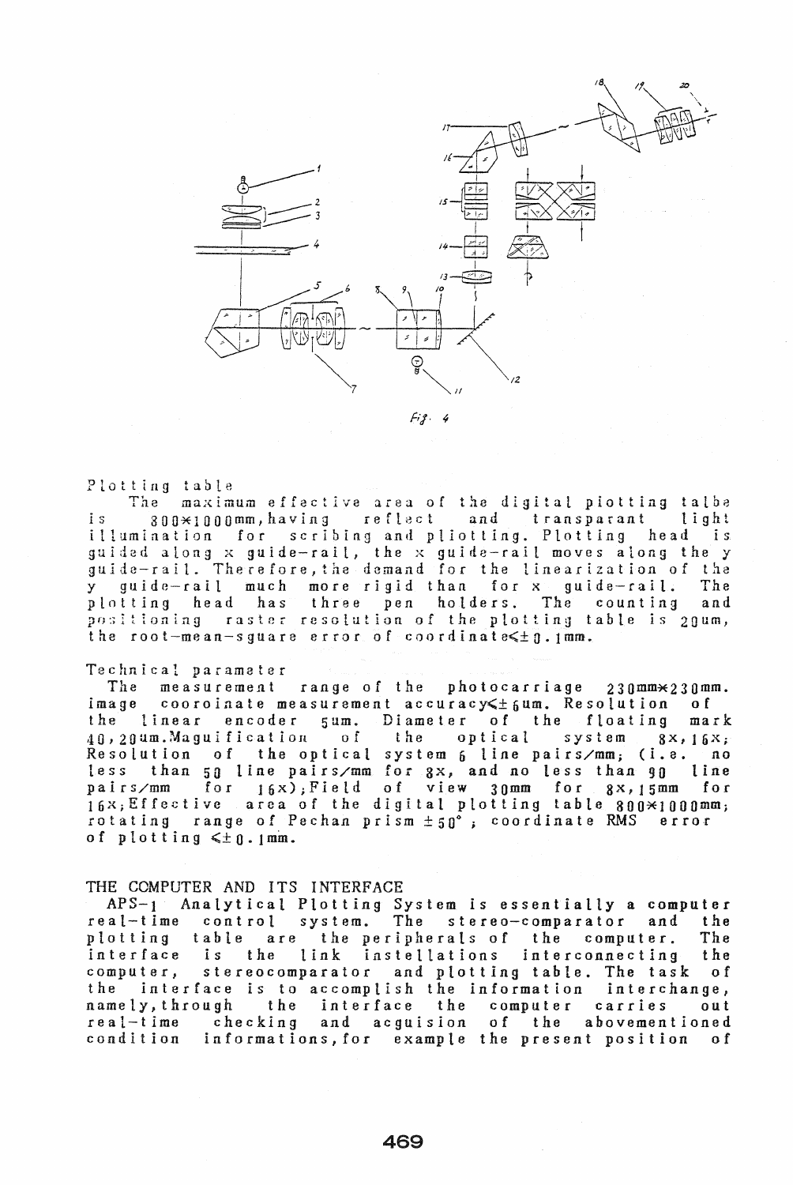Fig. 4

Plotting table

The maximum effective area of the digital plotting talbe is 800×1000mm, having reflect and transparant light illumination for scribing and pliotting. Plotting head is guided along x guide-rail, the x guide-rail moves along the y guide-rail. Therefore, the demand for the linearization of the y guide-rail much more rigid than for x guide-rail. The plotting head has three pen holders. The counting and positioning raster resolution of the plotting table is 20um, the root-mean-sguare error of coordinate≤±0.1mm.

Technical parameter

The measurement range of the photocarriage 230mm×230mm. image cooroinate measurement accuracy≤±6um. Resolution of the linear encoder 5um. Diameter of the floating mark 40, 20um. Maguification of the optical system 8x, 16x; Resolution of the optical system 6 line pairs/mm; (i.e. no less than 50 line pairs/mm for 8x, and no less than 90 line pairs/mm for 16x); Field of view 30mm for 8x, 15mm for 16x; Effective area of the digital plotting table 800×1000mm; rotating range of Pechan prism ±50° ; coordinate RMS error of plotting ≤±0.1mm.

## THE COMPUTER AND ITS INTERFACE

APS-1 Analytical Plotting System is essentially a computer real-time control system. The stereo-comparator and the plotting table are the peripherals of the computer. The interface is the link instellations interconnecting the computer, stereocomparator and plotting table. The task of the interface is to accomplish the information interchange, namely, through the interface the computer carries out real-time checking and acguision of the abovementioned condition informations, for example the present position of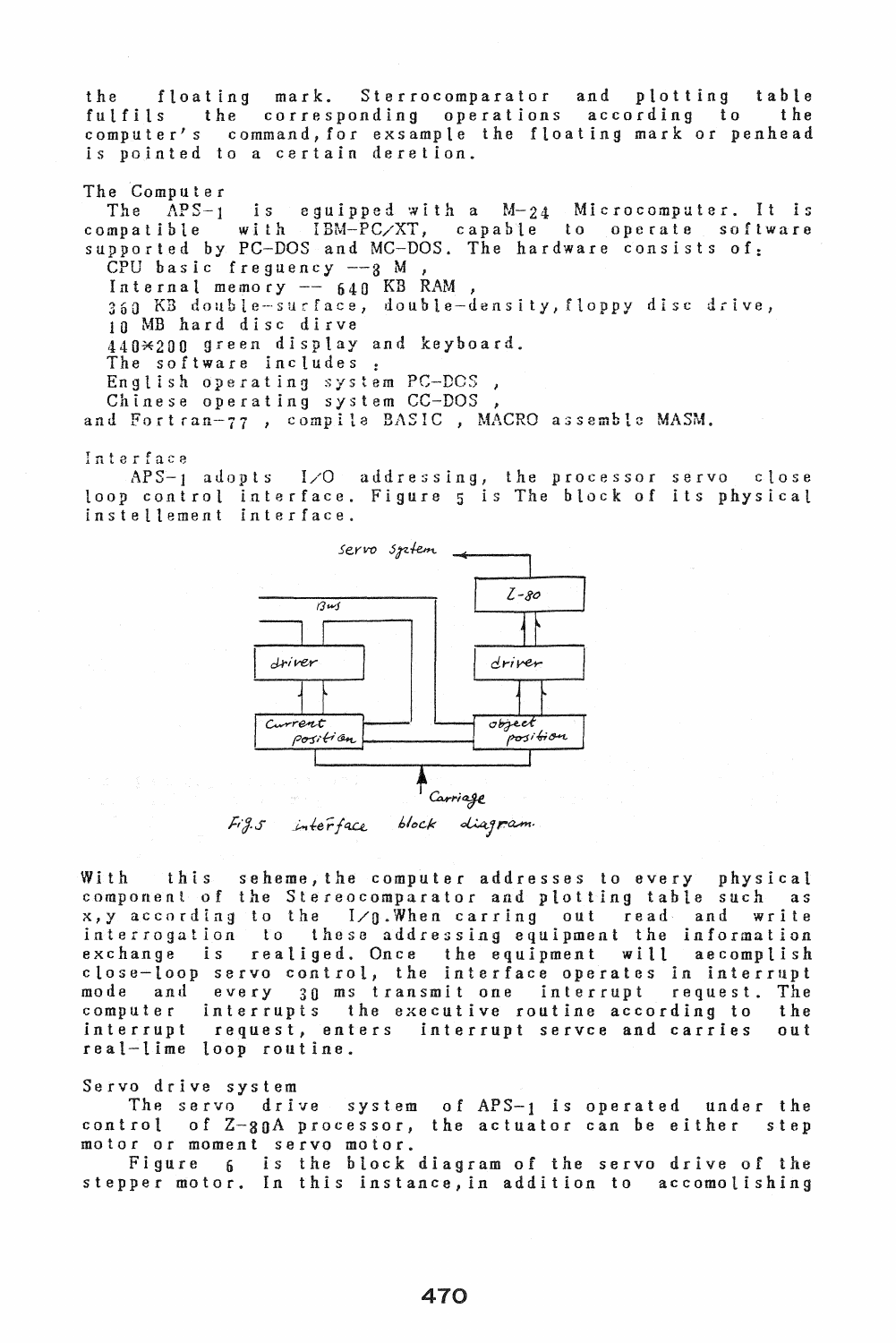the floating mark. Sterrocomparator and plotting table fulfils the corresponding operations according to the computer's command, for exsample the floating mark or penhead is pointed to a certain deretion.

## The Computer

The APS-1 is equipped with a M-24 Microcomputer. It is compatible with IBM-PC/XT, capable to operate software supported by PC-DOS and MC-DOS. The hardware consists of:

CPU basic frequency --8 M ,
Internal memory -- 640 KB RAM ,
360 KB double-surface, double-density, floppy disc drive,
10 MB hard disc dirve
440*200 green display and keyboard.
The software includes :
English operating system PC-DOS ,
Chinese operating system CC-DOS ,
and Fortran-77 , compile BASIC , MACRO assemble MASM.

## Interface

APS-1 adopts I/O addressing, the processor servo close loop control interface. Figure 5 is The block of its physical instellement interface.

Servo System

Bus

Z-80

driver

driver

Current position

object position

Carriage

Fig.5 interface block diagram.

With this seheme, the computer addresses to every physical component of the Stereocomparator and plotting table such as x, y according to the I/0. When carring out read and write interrogation to these addressing equipment the information exchange is realiged. Once the equipment will aecomplish close-loop servo control, the interface operates in interrupt mode and every 30 ms transmit one interrupt request. The computer interrupts the executive routine according to the interrupt request, enters interrupt servce and carries out real-lime loop routine.

## Servo drive system

The servo drive system of APS-1 is operated under the control of Z-80A processor, the actuator can be either step motor or moment servo motor.

Figure 6 is the block diagram of the servo drive of the stepper motor. In this instance, in addition to accomolishing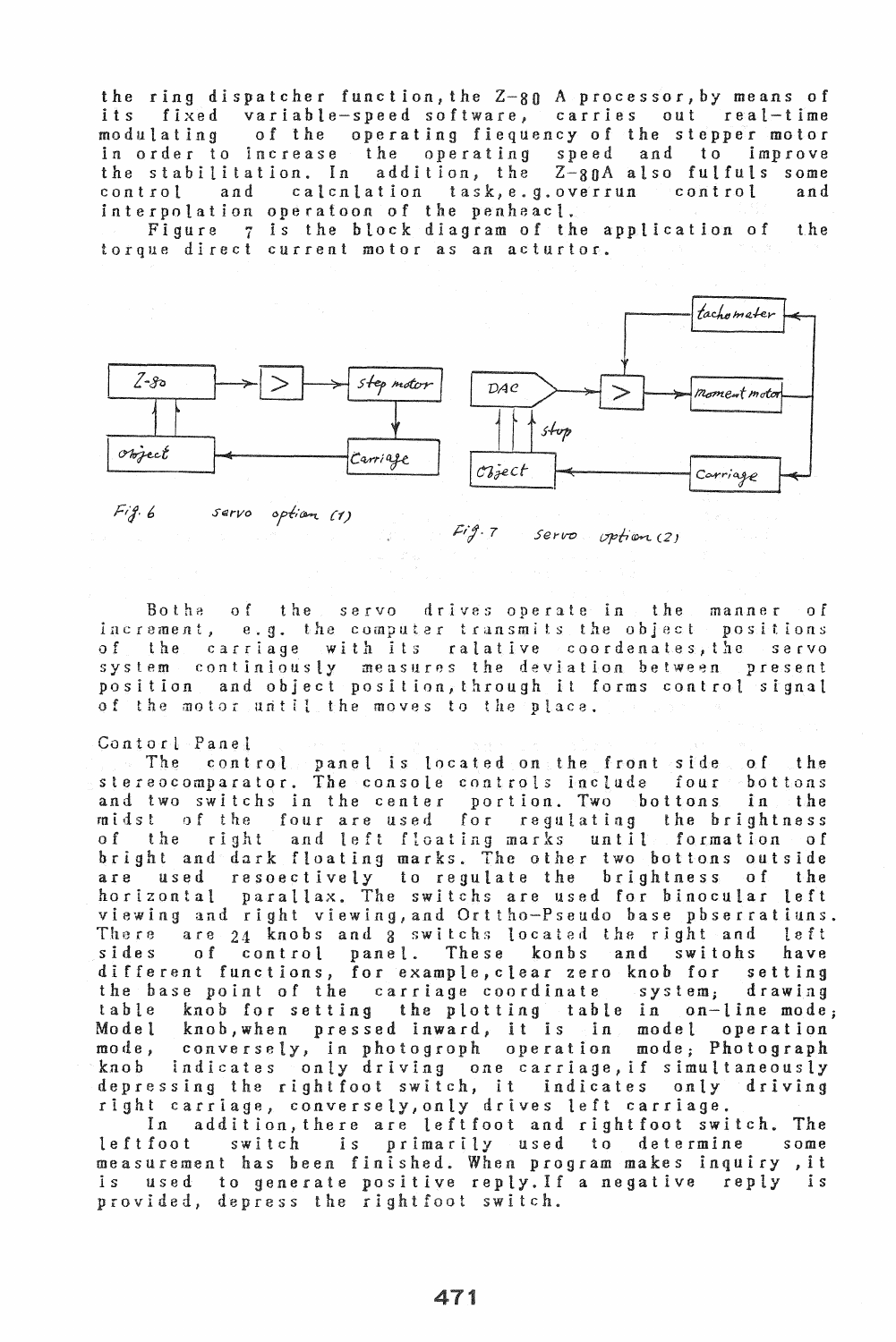the ring dispatcher function, the Z-80 A processor, by means of its fixed variable-speed software, carries out real-time modulating of the operating fiequency of the stepper motor in order to increase the operating speed and to improve the stabilitation. In addition, the Z-80A also fulfuls some control and calcnlation task, e.g. overrun control and interpolation operatoon of the penheacl.

Figure 7 is the block diagram of the application of the torque direct current motor as an acturtor.

Fig. 6 servo option (1)

Fig. 7 servo option (2)

Bothe of the servo drives operate in the manner of increment, e.g. the computer transmits the object positions of the carriage with its ralative coordenates, the servo system continiously measures the deviation between present position and object position, through it forms control signal of the motor until the moves to the place.

Contorl Panel

The control panel is located on the front side of the stereocomparator. The console controls include four bottons and two switchs in the center portion. Two bottons in the midst of the four are used for regulating the brightness of the right and left floating marks until formation of bright and dark floating marks. The other two bottons outside are used resoectively to regulate the brightness of the horizontal parallax. The switchs are used for binocular left viewing and right viewing, and Orttho-Pseudo base pbserratiuns. There are 24 knobs and 8 switchs located the right and left sides of control panel. These konbs and switohs have different functions, for example, clear zero knob for setting the base point of the carriage coordinate system; drawing table knob for setting the plotting table in on-line mode; Model knob, when pressed inward, it is in model operation mode, conversely, in photogroph operation mode; Photograph knob indicates only driving one carriage, if simultaneously depressing the rightfoot switch, it indicates only driving right carriage, conversely, only drives left carriage.

In addition, there are leftfoot and rightfoot switch. The leftfoot switch is primarily used to determine some measurement has been finished. When program makes inquiry, it is used to generate positive reply. If a negative reply is provided, depress the rightfoot switch.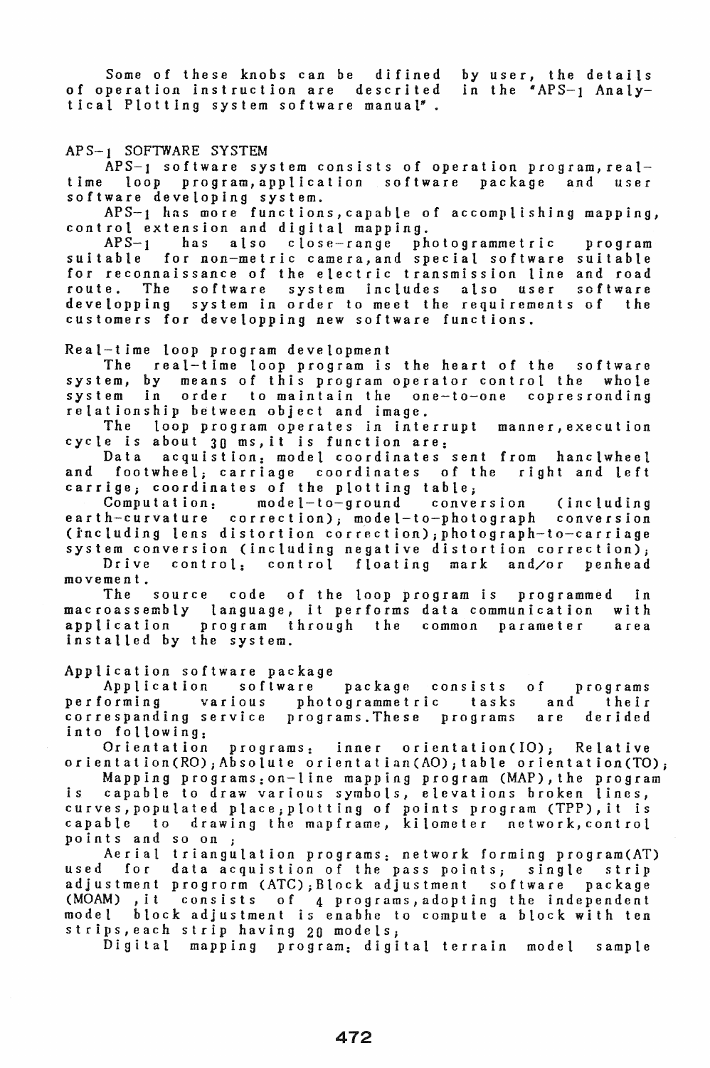Some of these knobs can be difined by user, the details of operation instruction are descrited in the "APS-1 Analytical Plotting system software manual".

## APS-1 SOFTWARE SYSTEM

APS-1 software system consists of operation program, real-time loop program, application software package and user software developing system.

APS-1 has more functions, capable of accomplishing mapping, control extension and digital mapping.

APS-1 has also close-range photogrammetric program suitable for non-metric camera, and special software suitable for reconnaissance of the electric transmission line and road route. The software system includes also user software developping system in order to meet the requirements of the customers for developping new software functions.

### Real-time loop program development

The real-time loop program is the heart of the software system, by means of this program operator control the whole system in order to maintain the one-to-one copresronding relationship between object and image.

The loop program operates in interrupt manner, execution cycle is about 30 ms, it is function are:

Data acquistion: model coordinates sent from hanclwheel and footwheel; carriage coordinates of the right and left carrige; coordinates of the plotting table;

Computation: model-to-ground conversion (including earth-curvature correction); model-to-photograph conversion (including lens distortion correction); photograph-to-carriage system conversion (including negative distortion correction);

Drive control: control floating mark and/or penhead movement.

The source code of the loop program is programmed in macroassembly language, it performs data communication with application program through the common parameter area installed by the system.

### Application software package

Application software package consists of programs performing various photogrammetric tasks and their correspanding service programs. These programs are derided into following:

Orientation programs: inner orientation(IO); Relative orientation(RO); Absolute orientatian(AO); table orientation(TO);

Mapping programs: on-line mapping program (MAP), the program is capable to draw various symbols, elevations broken lines, curves, populated place; plotting of points program (TPP), it is capable to drawing the mapframe, kilometer network, control points and so on ;

Aerial triangulation programs: network forming program(AT) used for data acquistion of the pass points; single strip adjustment progrorm (ATC); Block adjustment software package (MOAM), it consists of 4 programs, adopting the independent model block adjustment is enabhe to compute a block with ten strips, each strip having 20 models;

Digital mapping program: digital terrain model sample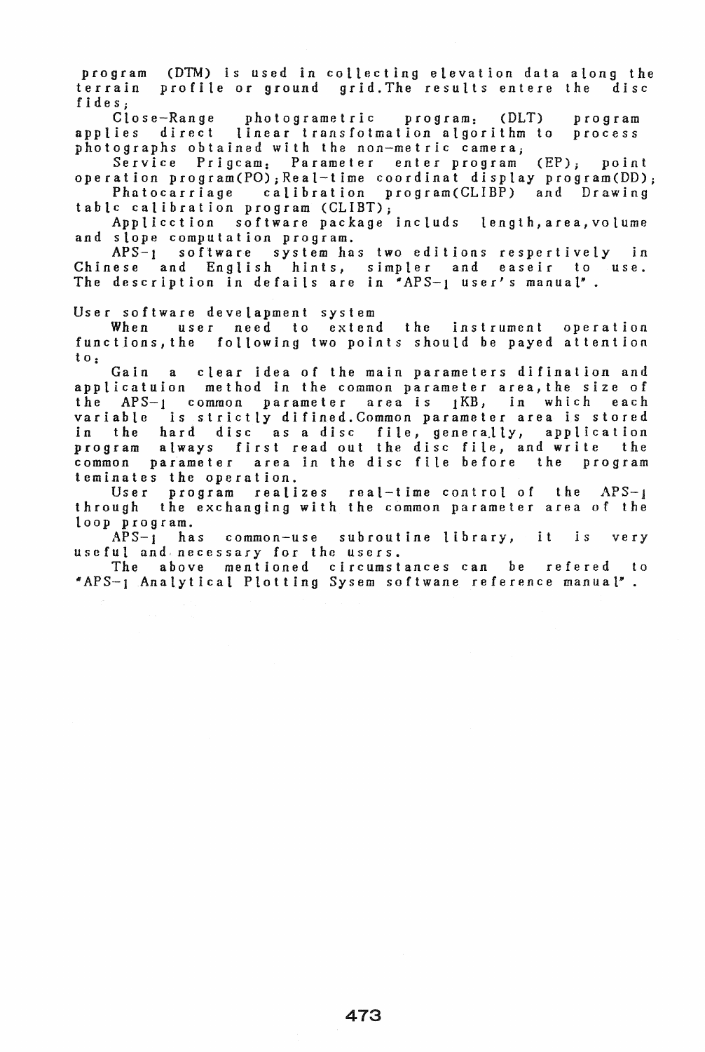program (DTM) is used in collecting elevation data along the terrain profile or ground grid.The results entere the disc fides;

Close-Range photogrametric program: (DLT) program applies direct linear transfotmation algorithm to process photographs obtained with the non-metric camera;

Service Prigcam: Parameter enter program (EP); point operation program(PO);Real-time coordinat display program(DD);

Phatocarriage calibration program(CLIBP) and Drawing tablc calibration program (CLIBT);

Applicction software package includs length,area,volume and slope computation program.

APS-1 software system has two editions respertively in Chinese and English hints, simpler and easeir to use. The description in defails are in "APS-1 user's manual".

User software develapment system

When user need to extend the instrument operation functions,the following two points should be payed attention to:

Gain a clear idea of the main parameters difination and applicatuion method in the common parameter area,the size of the APS-1 common parameter area is 1KB, in which each variable is strictly difined.Common parameter area is stored in the hard disc as a disc file, generally, application program always first read out the disc file, and write the common parameter area in the disc file before the program teminates the operation.

User program realizes real-time control of the APS-1 through the exchanging with the common parameter area of the loop program.

APS-1 has common-use subroutine library, it is very useful and necessary for the users.

The above mentioned circumstances can be refered to "APS-1 Analytical Plotting Sysem softwane reference manual".